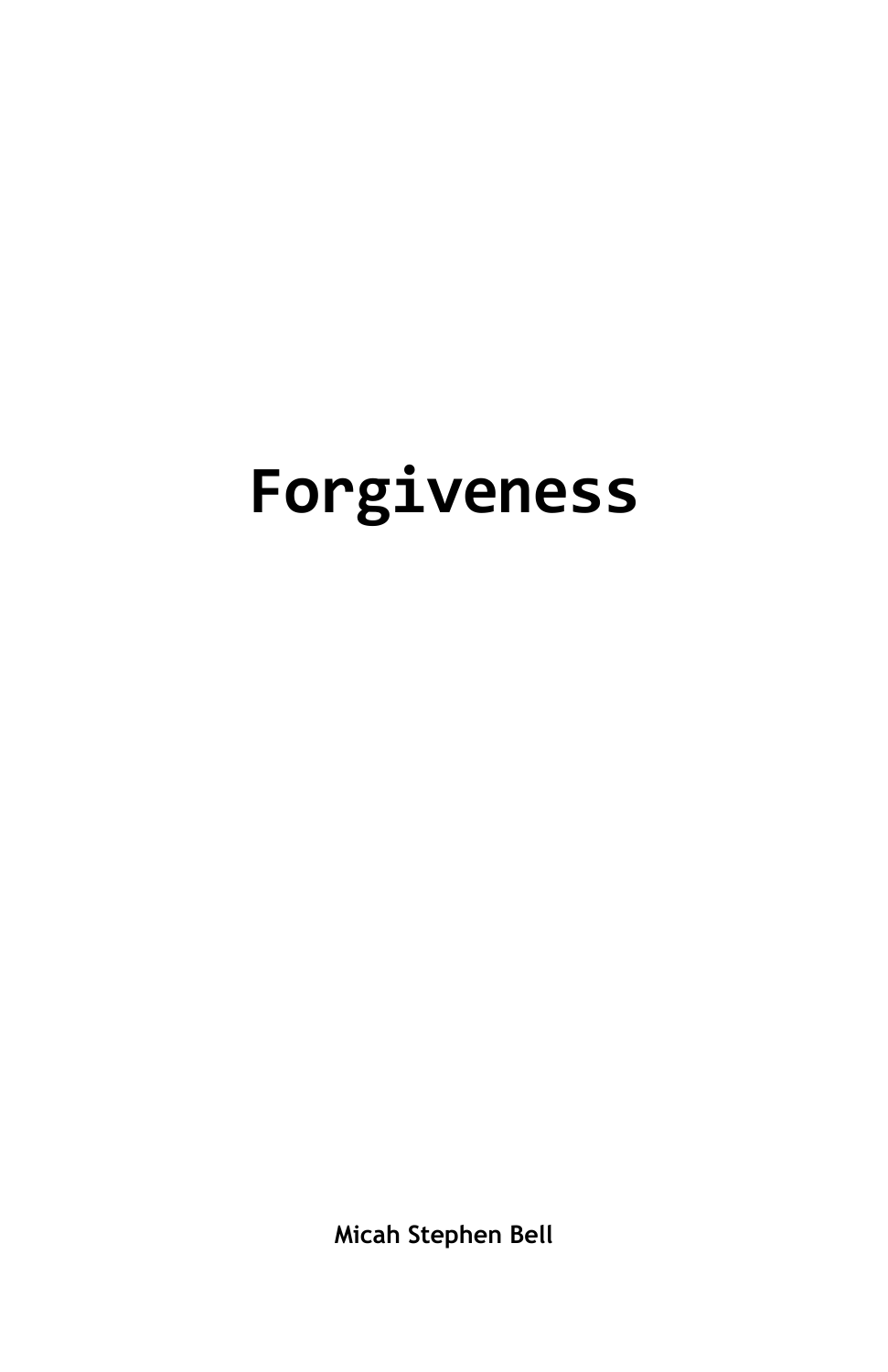# Forgiveness

**Micah Stephen Bell**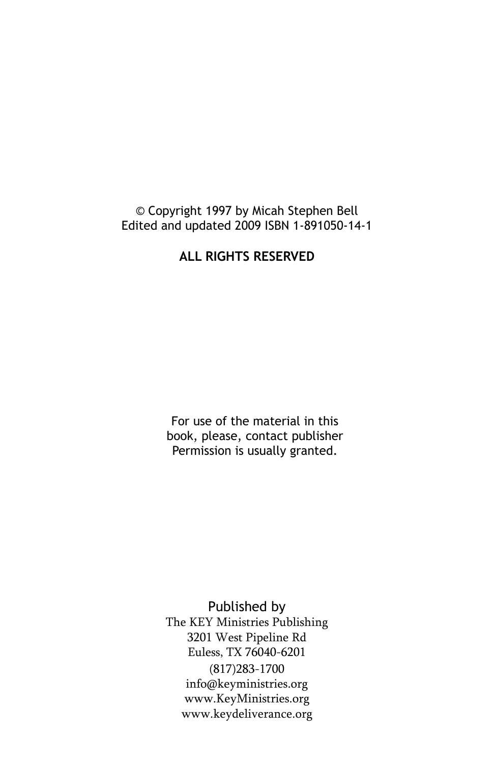© Copyright 1997 by Micah Stephen Bell
Edited and updated 2009 ISBN 1-891050-14-1

**ALL RIGHTS RESERVED**

For use of the material in this book, please, contact publisher Permission is usually granted.

Published by
The KEY Ministries Publishing
3201 West Pipeline Rd
Euless, TX 76040-6201
(817)283-1700
info@keyministries.org
www.KeyMinistries.org
www.keydeliverance.org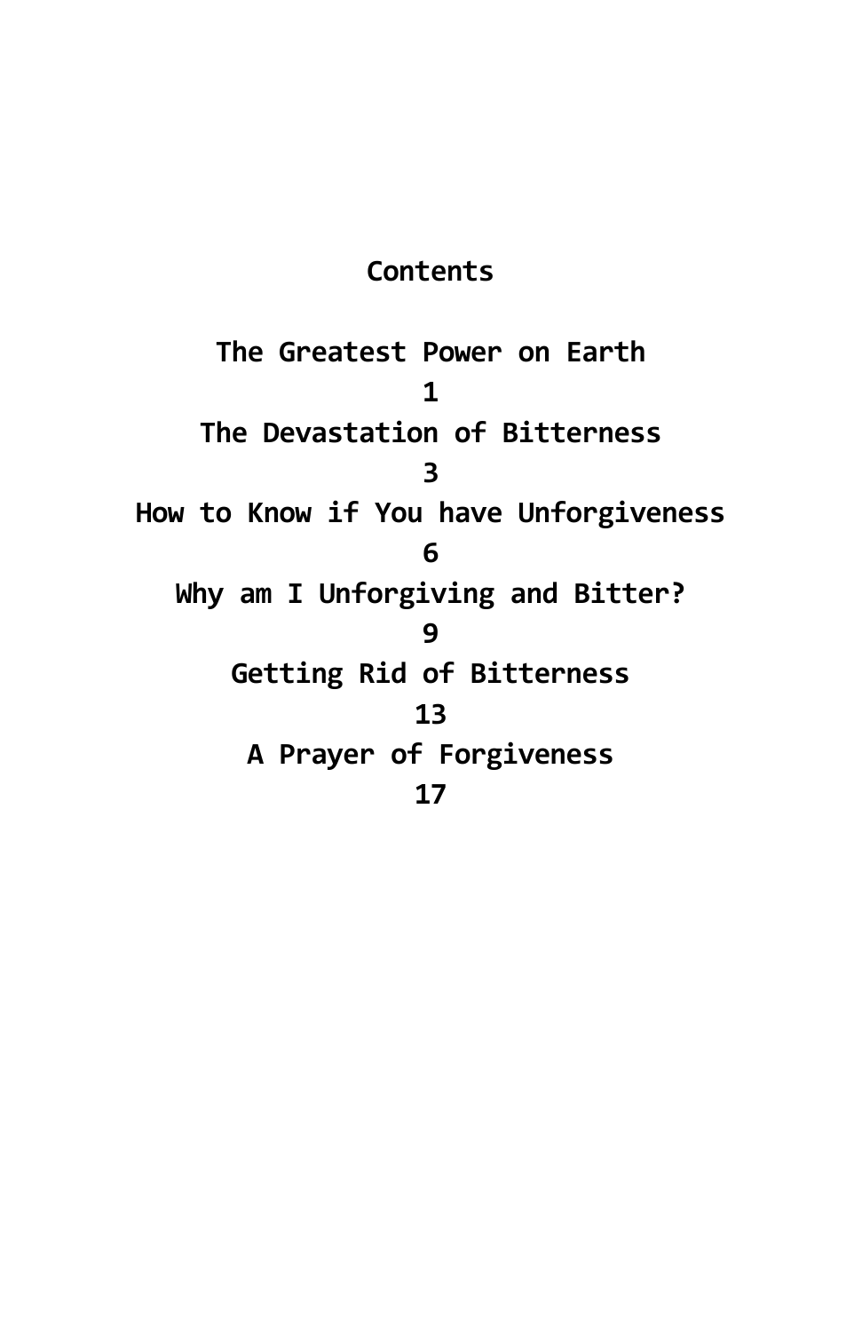# Contents

**The Greatest Power on Earth**
**1**

**The Devastation of Bitterness**
**3**

**How to Know if You have Unforgiveness**
**6**

**Why am I Unforgiving and Bitter?**
**9**

**Getting Rid of Bitterness**
**13**

**A Prayer of Forgiveness**
**17**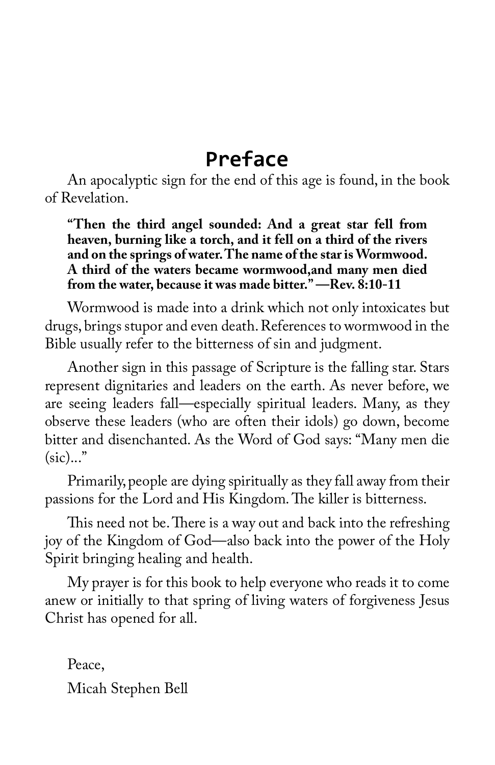# Preface

An apocalyptic sign for the end of this age is found, in the book of Revelation.

> **"Then the third angel sounded: And a great star fell from heaven, burning like a torch, and it fell on a third of the rivers and on the springs of water. The name of the star is Wormwood. A third of the waters became wormwood,and many men died from the water, because it was made bitter." —Rev. 8:10-11**

Wormwood is made into a drink which not only intoxicates but drugs, brings stupor and even death. References to wormwood in the Bible usually refer to the bitterness of sin and judgment.

Another sign in this passage of Scripture is the falling star. Stars represent dignitaries and leaders on the earth. As never before, we are seeing leaders fall—especially spiritual leaders. Many, as they observe these leaders (who are often their idols) go down, become bitter and disenchanted. As the Word of God says: "Many men die (sic)..."

Primarily, people are dying spiritually as they fall away from their passions for the Lord and His Kingdom. The killer is bitterness.

This need not be. There is a way out and back into the refreshing joy of the Kingdom of God—also back into the power of the Holy Spirit bringing healing and health.

My prayer is for this book to help everyone who reads it to come anew or initially to that spring of living waters of forgiveness Jesus Christ has opened for all.

Peace,

Micah Stephen Bell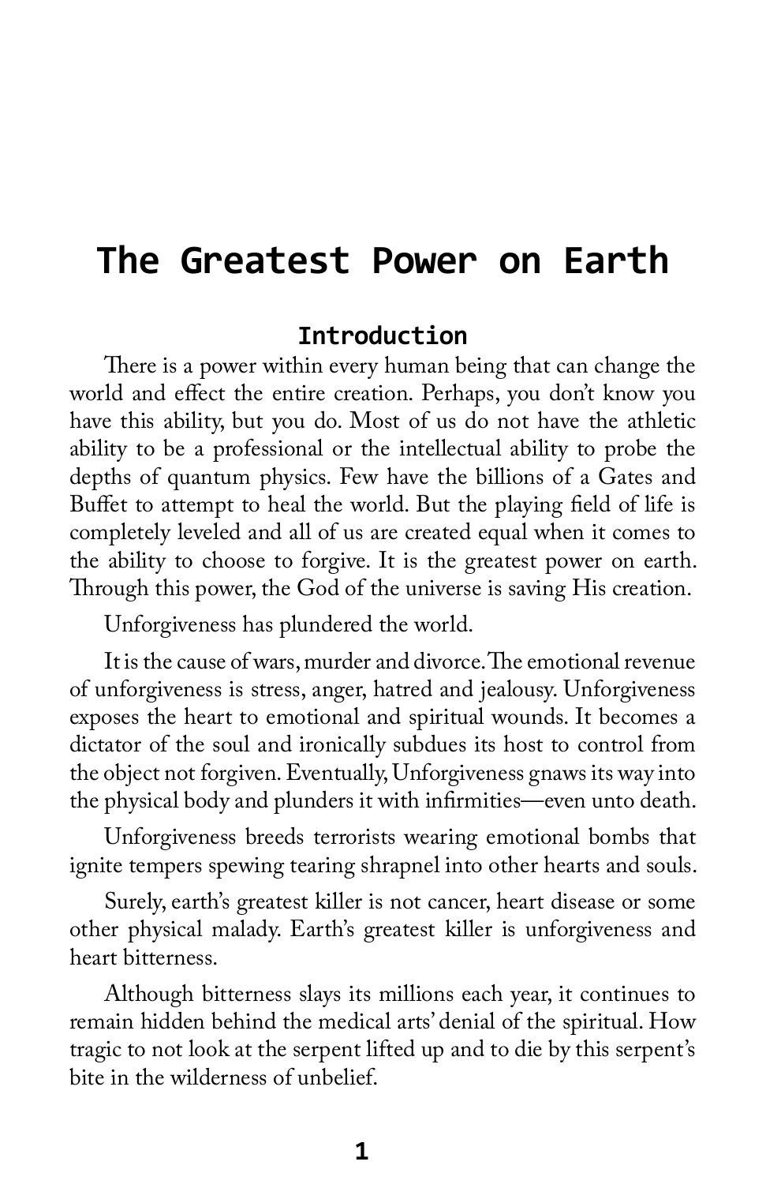# The Greatest Power on Earth

## Introduction

There is a power within every human being that can change the world and effect the entire creation. Perhaps, you don't know you have this ability, but you do. Most of us do not have the athletic ability to be a professional or the intellectual ability to probe the depths of quantum physics. Few have the billions of a Gates and Buffet to attempt to heal the world. But the playing field of life is completely leveled and all of us are created equal when it comes to the ability to choose to forgive. It is the greatest power on earth. Through this power, the God of the universe is saving His creation.

Unforgiveness has plundered the world.

It is the cause of wars, murder and divorce. The emotional revenue of unforgiveness is stress, anger, hatred and jealousy. Unforgiveness exposes the heart to emotional and spiritual wounds. It becomes a dictator of the soul and ironically subdues its host to control from the object not forgiven. Eventually, Unforgiveness gnaws its way into the physical body and plunders it with infirmities—even unto death.

Unforgiveness breeds terrorists wearing emotional bombs that ignite tempers spewing tearing shrapnel into other hearts and souls.

Surely, earth's greatest killer is not cancer, heart disease or some other physical malady. Earth's greatest killer is unforgiveness and heart bitterness.

Although bitterness slays its millions each year, it continues to remain hidden behind the medical arts' denial of the spiritual. How tragic to not look at the serpent lifted up and to die by this serpent's bite in the wilderness of unbelief.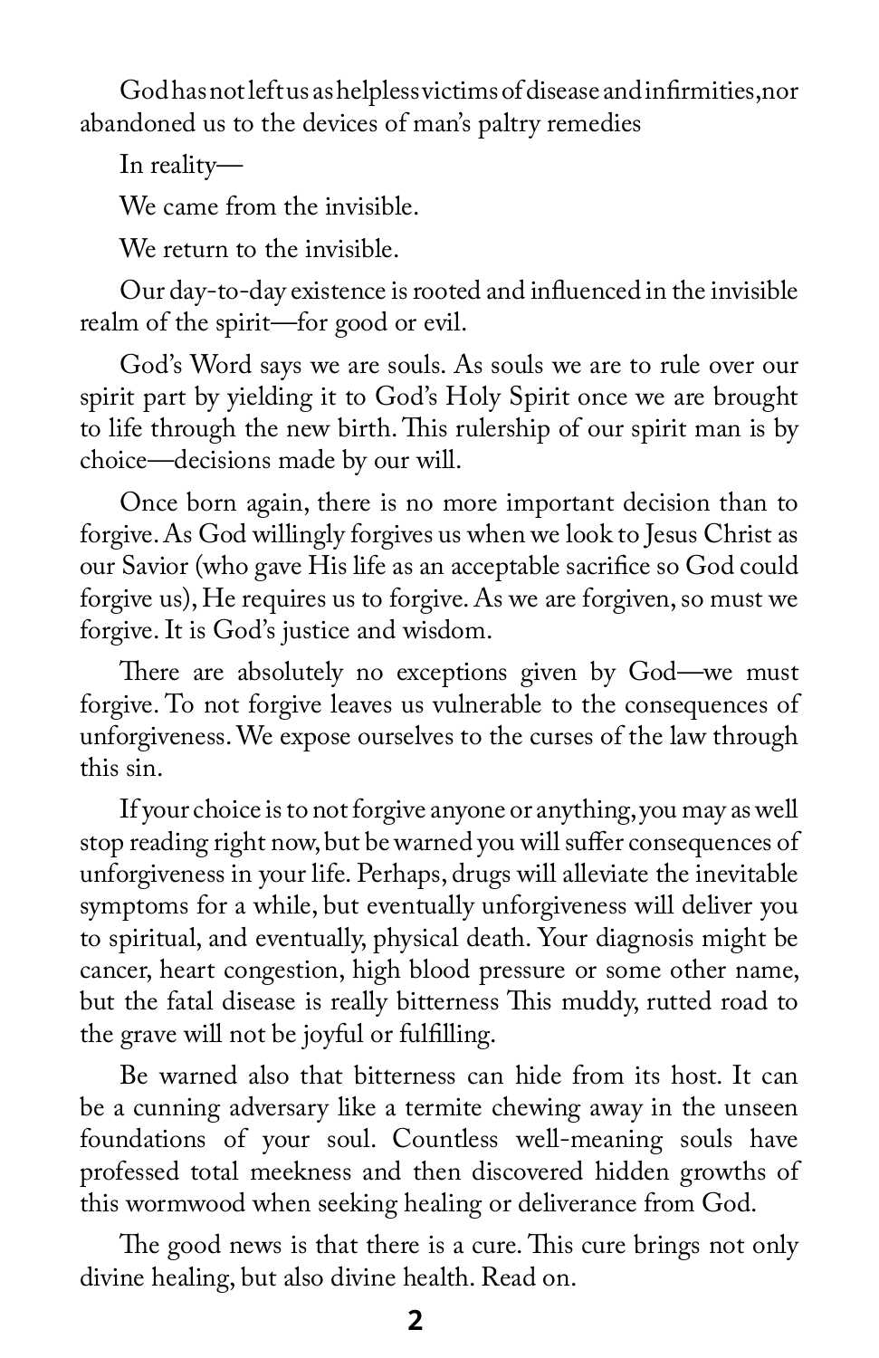God has not left us as helpless victims of disease and infirmities, nor abandoned us to the devices of man's paltry remedies

In reality—

We came from the invisible.

We return to the invisible.

Our day-to-day existence is rooted and influenced in the invisible realm of the spirit—for good or evil.

God's Word says we are souls. As souls we are to rule over our spirit part by yielding it to God's Holy Spirit once we are brought to life through the new birth. This rulership of our spirit man is by choice—decisions made by our will.

Once born again, there is no more important decision than to forgive. As God willingly forgives us when we look to Jesus Christ as our Savior (who gave His life as an acceptable sacrifice so God could forgive us), He requires us to forgive. As we are forgiven, so must we forgive. It is God's justice and wisdom.

There are absolutely no exceptions given by God—we must forgive. To not forgive leaves us vulnerable to the consequences of unforgiveness. We expose ourselves to the curses of the law through this sin.

If your choice is to not forgive anyone or anything, you may as well stop reading right now, but be warned you will suffer consequences of unforgiveness in your life. Perhaps, drugs will alleviate the inevitable symptoms for a while, but eventually unforgiveness will deliver you to spiritual, and eventually, physical death. Your diagnosis might be cancer, heart congestion, high blood pressure or some other name, but the fatal disease is really bitterness This muddy, rutted road to the grave will not be joyful or fulfilling.

Be warned also that bitterness can hide from its host. It can be a cunning adversary like a termite chewing away in the unseen foundations of your soul. Countless well-meaning souls have professed total meekness and then discovered hidden growths of this wormwood when seeking healing or deliverance from God.

The good news is that there is a cure. This cure brings not only divine healing, but also divine health. Read on.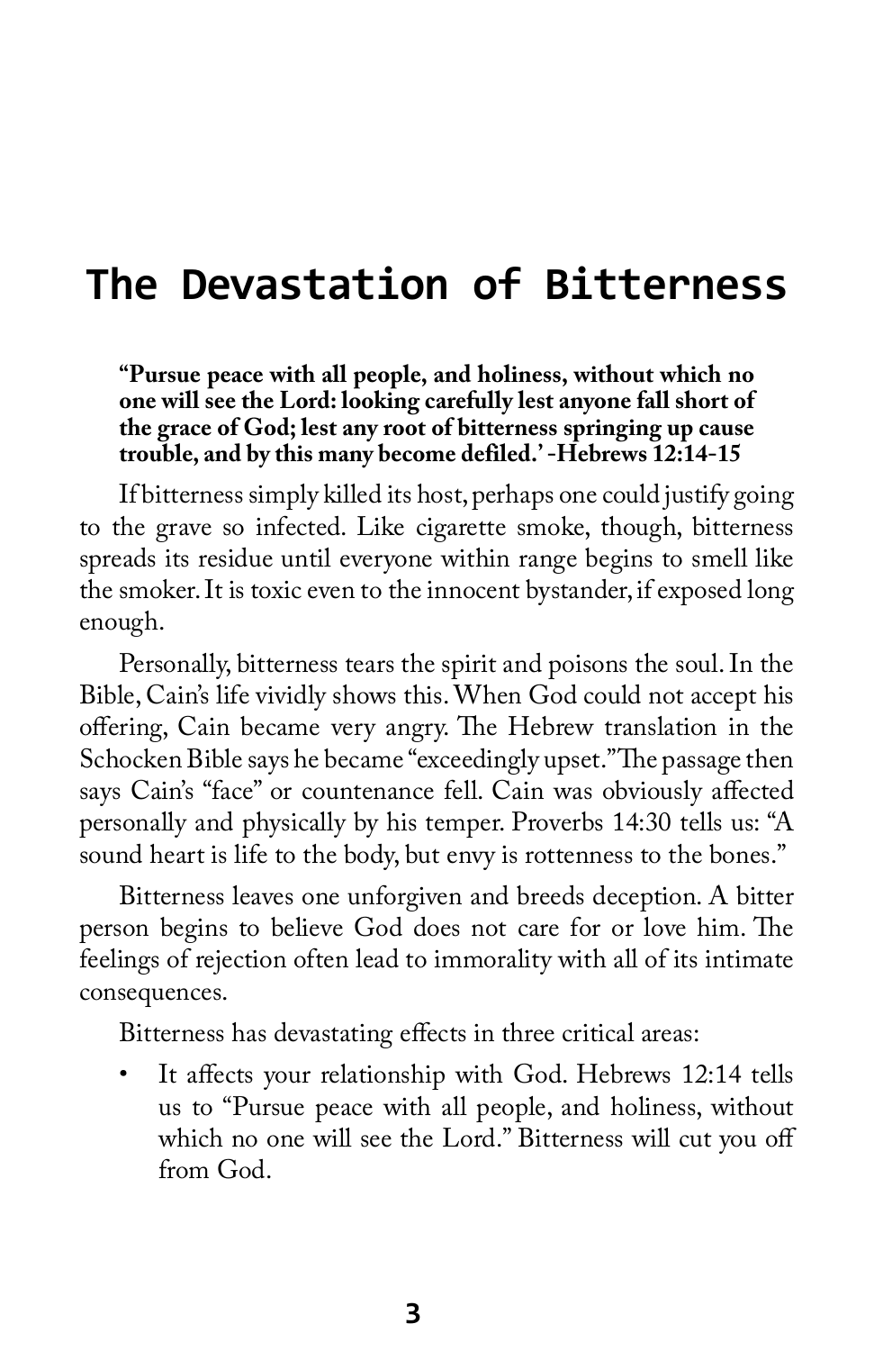# The Devastation of Bitterness

> **"Pursue peace with all people, and holiness, without which no one will see the Lord: looking carefully lest anyone fall short of the grace of God; lest any root of bitterness springing up cause trouble, and by this many become defiled.' -Hebrews 12:14-15**

If bitterness simply killed its host, perhaps one could justify going to the grave so infected. Like cigarette smoke, though, bitterness spreads its residue until everyone within range begins to smell like the smoker. It is toxic even to the innocent bystander, if exposed long enough.

Personally, bitterness tears the spirit and poisons the soul. In the Bible, Cain's life vividly shows this. When God could not accept his offering, Cain became very angry. The Hebrew translation in the Schocken Bible says he became "exceedingly upset." The passage then says Cain's "face" or countenance fell. Cain was obviously affected personally and physically by his temper. Proverbs 14:30 tells us: "A sound heart is life to the body, but envy is rottenness to the bones."

Bitterness leaves one unforgiven and breeds deception. A bitter person begins to believe God does not care for or love him. The feelings of rejection often lead to immorality with all of its intimate consequences.

Bitterness has devastating effects in three critical areas:

- It affects your relationship with God. Hebrews 12:14 tells us to "Pursue peace with all people, and holiness, without which no one will see the Lord." Bitterness will cut you off from God.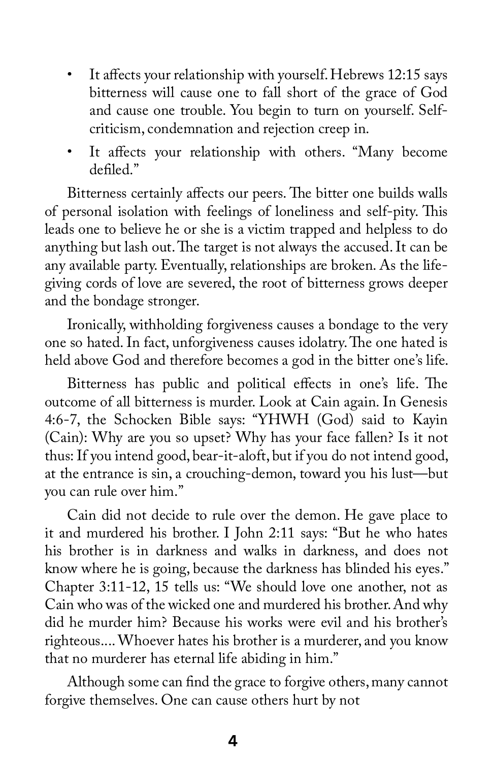- It affects your relationship with yourself. Hebrews 12:15 says bitterness will cause one to fall short of the grace of God and cause one trouble. You begin to turn on yourself. Self-criticism, condemnation and rejection creep in.
- It affects your relationship with others. "Many become defiled."

Bitterness certainly affects our peers. The bitter one builds walls of personal isolation with feelings of loneliness and self-pity. This leads one to believe he or she is a victim trapped and helpless to do anything but lash out. The target is not always the accused. It can be any available party. Eventually, relationships are broken. As the life-giving cords of love are severed, the root of bitterness grows deeper and the bondage stronger.

Ironically, withholding forgiveness causes a bondage to the very one so hated. In fact, unforgiveness causes idolatry. The one hated is held above God and therefore becomes a god in the bitter one's life.

Bitterness has public and political effects in one's life. The outcome of all bitterness is murder. Look at Cain again. In Genesis 4:6-7, the Schocken Bible says: "YHWH (God) said to Kayin (Cain): Why are you so upset? Why has your face fallen? Is it not thus: If you intend good, bear-it-aloft, but if you do not intend good, at the entrance is sin, a crouching-demon, toward you his lust—but you can rule over him."

Cain did not decide to rule over the demon. He gave place to it and murdered his brother. I John 2:11 says: "But he who hates his brother is in darkness and walks in darkness, and does not know where he is going, because the darkness has blinded his eyes." Chapter 3:11-12, 15 tells us: "We should love one another, not as Cain who was of the wicked one and murdered his brother. And why did he murder him? Because his works were evil and his brother's righteous.... Whoever hates his brother is a murderer, and you know that no murderer has eternal life abiding in him."

Although some can find the grace to forgive others, many cannot forgive themselves. One can cause others hurt by not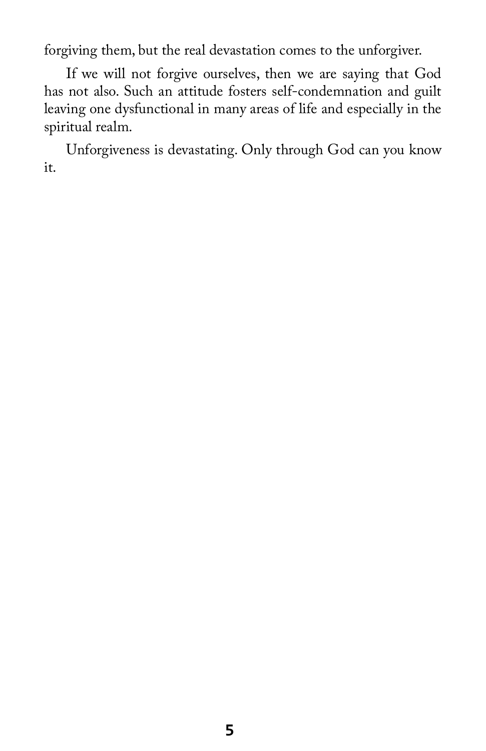forgiving them, but the real devastation comes to the unforgiver.

If we will not forgive ourselves, then we are saying that God has not also. Such an attitude fosters self-condemnation and guilt leaving one dysfunctional in many areas of life and especially in the spiritual realm.

Unforgiveness is devastating. Only through God can you know it.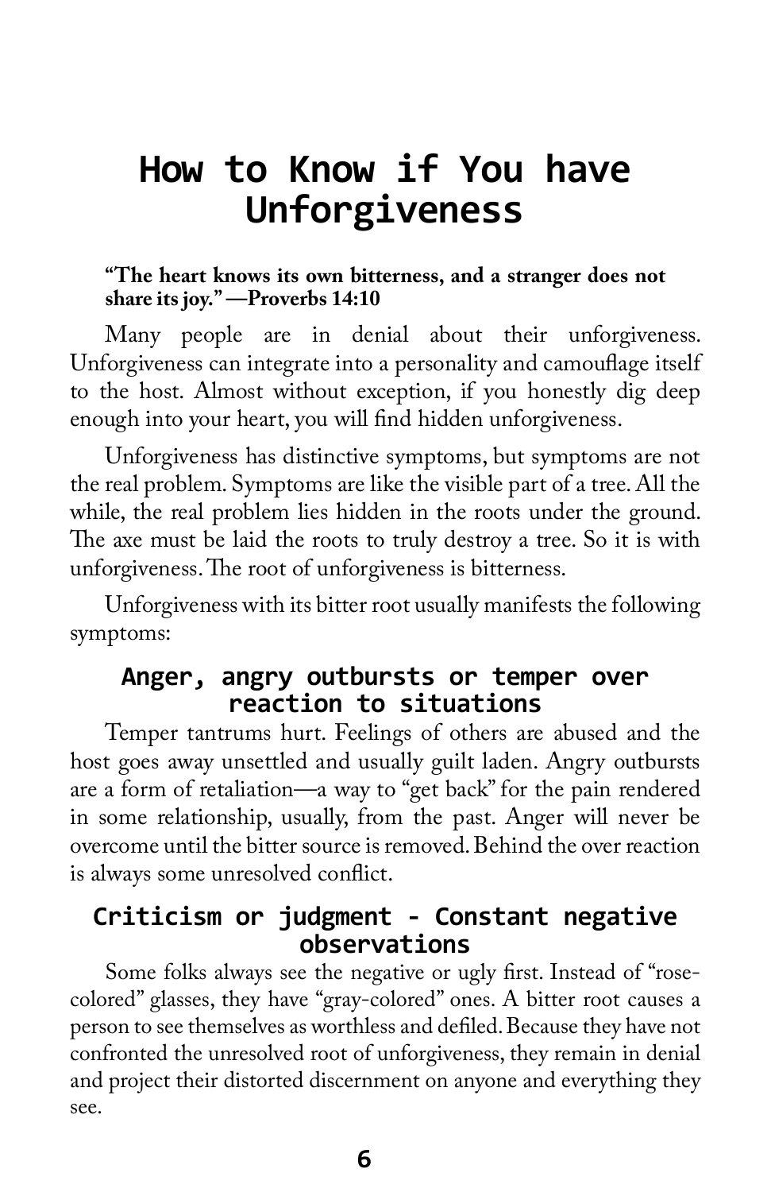# How to Know if You have Unforgiveness

**"The heart knows its own bitterness, and a stranger does not share its joy." —Proverbs 14:10**

Many people are in denial about their unforgiveness. Unforgiveness can integrate into a personality and camouflage itself to the host. Almost without exception, if you honestly dig deep enough into your heart, you will find hidden unforgiveness.

Unforgiveness has distinctive symptoms, but symptoms are not the real problem. Symptoms are like the visible part of a tree. All the while, the real problem lies hidden in the roots under the ground. The axe must be laid the roots to truly destroy a tree. So it is with unforgiveness. The root of unforgiveness is bitterness.

Unforgiveness with its bitter root usually manifests the following symptoms:

### Anger, angry outbursts or temper over reaction to situations

Temper tantrums hurt. Feelings of others are abused and the host goes away unsettled and usually guilt laden. Angry outbursts are a form of retaliation—a way to "get back" for the pain rendered in some relationship, usually, from the past. Anger will never be overcome until the bitter source is removed. Behind the over reaction is always some unresolved conflict.

### Criticism or judgment - Constant negative observations

Some folks always see the negative or ugly first. Instead of "rose-colored" glasses, they have "gray-colored" ones. A bitter root causes a person to see themselves as worthless and defiled. Because they have not confronted the unresolved root of unforgiveness, they remain in denial and project their distorted discernment on anyone and everything they see.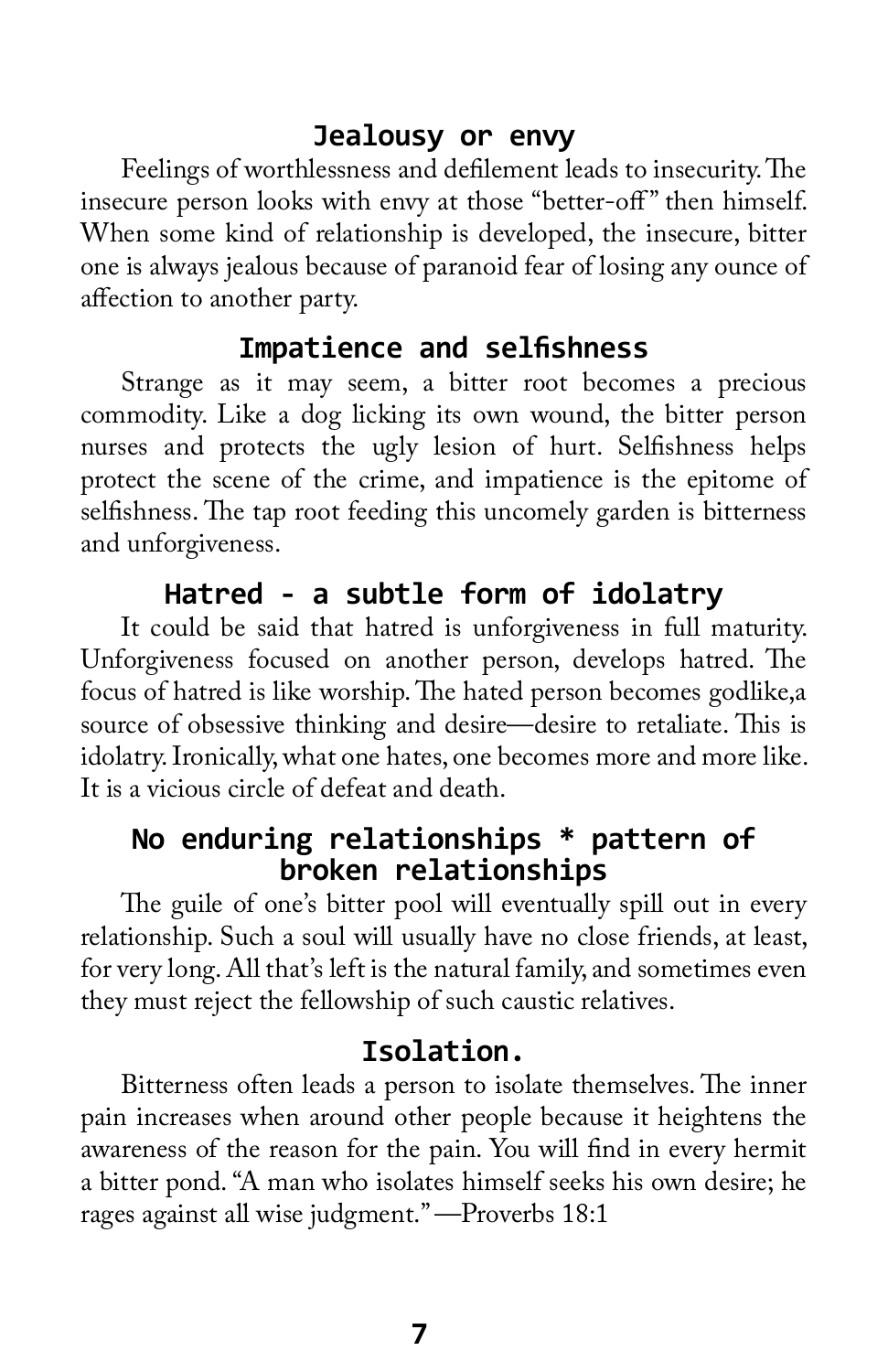### Jealousy or envy

Feelings of worthlessness and defilement leads to insecurity. The insecure person looks with envy at those "better-off" then himself. When some kind of relationship is developed, the insecure, bitter one is always jealous because of paranoid fear of losing any ounce of affection to another party.

### Impatience and selfishness

Strange as it may seem, a bitter root becomes a precious commodity. Like a dog licking its own wound, the bitter person nurses and protects the ugly lesion of hurt. Selfishness helps protect the scene of the crime, and impatience is the epitome of selfishness. The tap root feeding this uncomely garden is bitterness and unforgiveness.

### Hatred - a subtle form of idolatry

It could be said that hatred is unforgiveness in full maturity. Unforgiveness focused on another person, develops hatred. The focus of hatred is like worship. The hated person becomes godlike,a source of obsessive thinking and desire—desire to retaliate. This is idolatry. Ironically, what one hates, one becomes more and more like. It is a vicious circle of defeat and death.

### No enduring relationships * pattern of broken relationships

The guile of one's bitter pool will eventually spill out in every relationship. Such a soul will usually have no close friends, at least, for very long. All that's left is the natural family, and sometimes even they must reject the fellowship of such caustic relatives.

### Isolation.

Bitterness often leads a person to isolate themselves. The inner pain increases when around other people because it heightens the awareness of the reason for the pain. You will find in every hermit a bitter pond. "A man who isolates himself seeks his own desire; he rages against all wise judgment." —Proverbs 18:1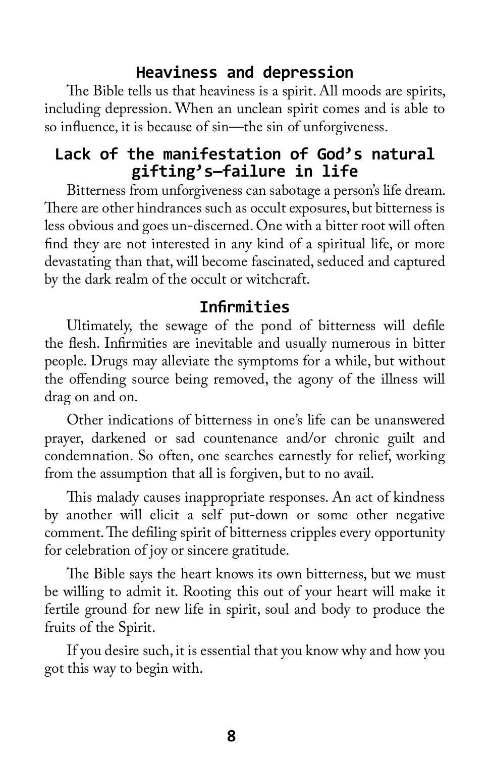## Heaviness and depression

The Bible tells us that heaviness is a spirit. All moods are spirits, including depression. When an unclean spirit comes and is able to so influence, it is because of sin—the sin of unforgiveness.

## Lack of the manifestation of God's natural gifting's—failure in life

Bitterness from unforgiveness can sabotage a person's life dream. There are other hindrances such as occult exposures, but bitterness is less obvious and goes un-discerned. One with a bitter root will often find they are not interested in any kind of a spiritual life, or more devastating than that, will become fascinated, seduced and captured by the dark realm of the occult or witchcraft.

## Infirmities

Ultimately, the sewage of the pond of bitterness will defile the flesh. Infirmities are inevitable and usually numerous in bitter people. Drugs may alleviate the symptoms for a while, but without the offending source being removed, the agony of the illness will drag on and on.

Other indications of bitterness in one's life can be unanswered prayer, darkened or sad countenance and/or chronic guilt and condemnation. So often, one searches earnestly for relief, working from the assumption that all is forgiven, but to no avail.

This malady causes inappropriate responses. An act of kindness by another will elicit a self put-down or some other negative comment. The defiling spirit of bitterness cripples every opportunity for celebration of joy or sincere gratitude.

The Bible says the heart knows its own bitterness, but we must be willing to admit it. Rooting this out of your heart will make it fertile ground for new life in spirit, soul and body to produce the fruits of the Spirit.

If you desire such, it is essential that you know why and how you got this way to begin with.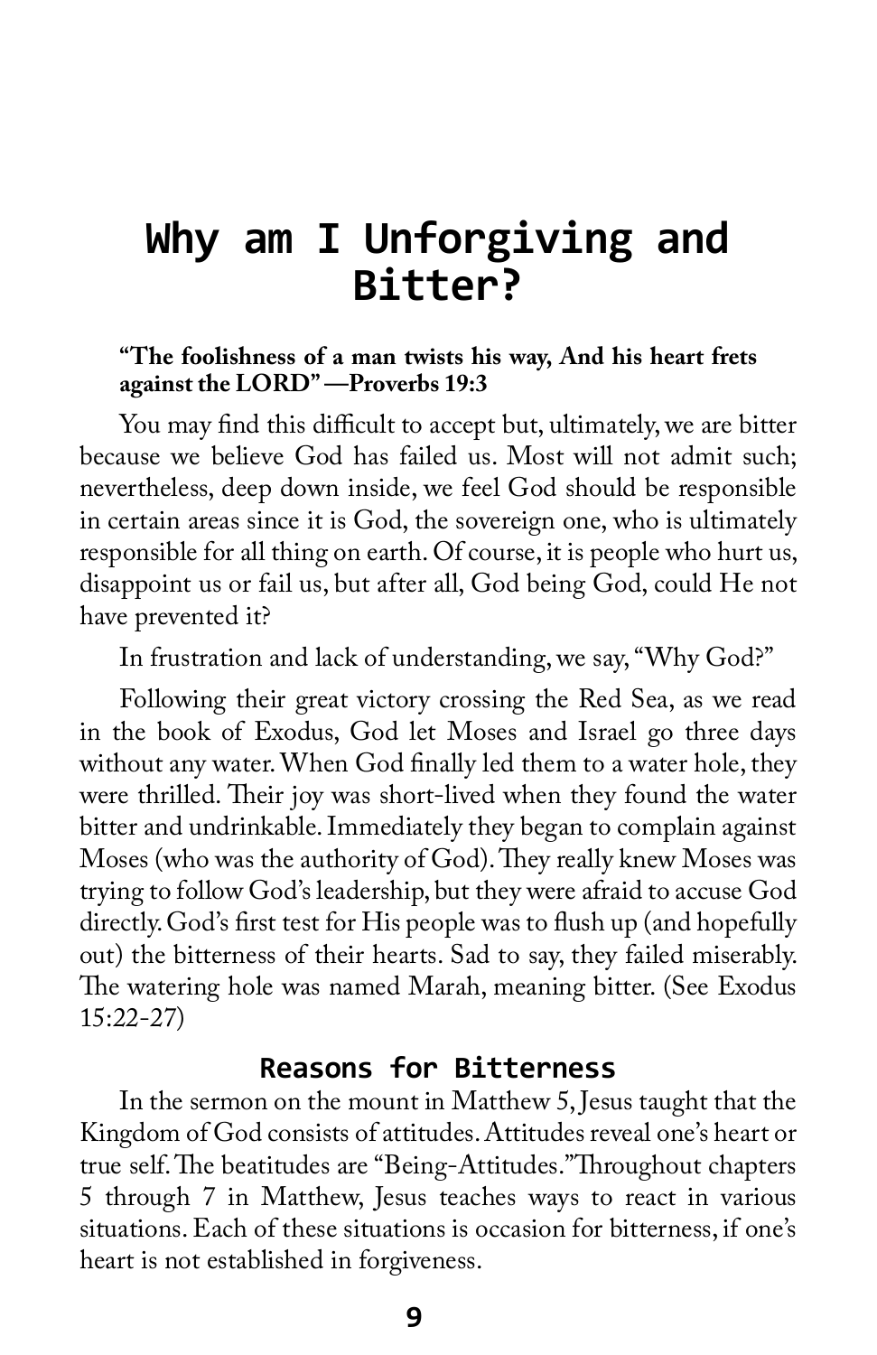# Why am I Unforgiving and Bitter?

**"The foolishness of a man twists his way, And his heart frets against the LORD" —Proverbs 19:3**

You may find this difficult to accept but, ultimately, we are bitter because we believe God has failed us. Most will not admit such; nevertheless, deep down inside, we feel God should be responsible in certain areas since it is God, the sovereign one, who is ultimately responsible for all thing on earth. Of course, it is people who hurt us, disappoint us or fail us, but after all, God being God, could He not have prevented it?

In frustration and lack of understanding, we say, "Why God?"

Following their great victory crossing the Red Sea, as we read in the book of Exodus, God let Moses and Israel go three days without any water. When God finally led them to a water hole, they were thrilled. Their joy was short-lived when they found the water bitter and undrinkable. Immediately they began to complain against Moses (who was the authority of God). They really knew Moses was trying to follow God's leadership, but they were afraid to accuse God directly. God's first test for His people was to flush up (and hopefully out) the bitterness of their hearts. Sad to say, they failed miserably. The watering hole was named Marah, meaning bitter. (See Exodus 15:22-27)

## Reasons for Bitterness

In the sermon on the mount in Matthew 5, Jesus taught that the Kingdom of God consists of attitudes. Attitudes reveal one's heart or true self. The beatitudes are "Being-Attitudes." Throughout chapters 5 through 7 in Matthew, Jesus teaches ways to react in various situations. Each of these situations is occasion for bitterness, if one's heart is not established in forgiveness.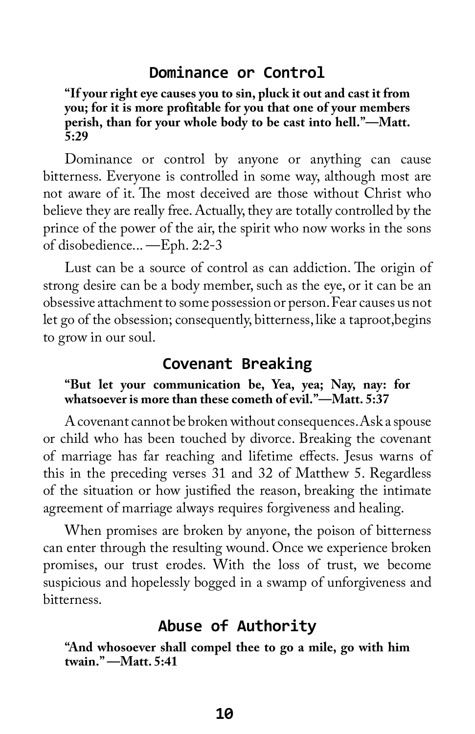## Dominance or Control

**"If your right eye causes you to sin, pluck it out and cast it from you; for it is more profitable for you that one of your members perish, than for your whole body to be cast into hell."—Matt. 5:29**

Dominance or control by anyone or anything can cause bitterness. Everyone is controlled in some way, although most are not aware of it. The most deceived are those without Christ who believe they are really free. Actually, they are totally controlled by the prince of the power of the air, the spirit who now works in the sons of disobedience... —Eph. 2:2-3

Lust can be a source of control as can addiction. The origin of strong desire can be a body member, such as the eye, or it can be an obsessive attachment to some possession or person. Fear causes us not let go of the obsession; consequently, bitterness, like a taproot,begins to grow in our soul.

## Covenant Breaking

**"But let your communication be, Yea, yea; Nay, nay: for whatsoever is more than these cometh of evil."—Matt. 5:37**

A covenant cannot be broken without consequences. Ask a spouse or child who has been touched by divorce. Breaking the covenant of marriage has far reaching and lifetime effects. Jesus warns of this in the preceding verses 31 and 32 of Matthew 5. Regardless of the situation or how justified the reason, breaking the intimate agreement of marriage always requires forgiveness and healing.

When promises are broken by anyone, the poison of bitterness can enter through the resulting wound. Once we experience broken promises, our trust erodes. With the loss of trust, we become suspicious and hopelessly bogged in a swamp of unforgiveness and bitterness.

## Abuse of Authority

**"And whosoever shall compel thee to go a mile, go with him twain." —Matt. 5:41**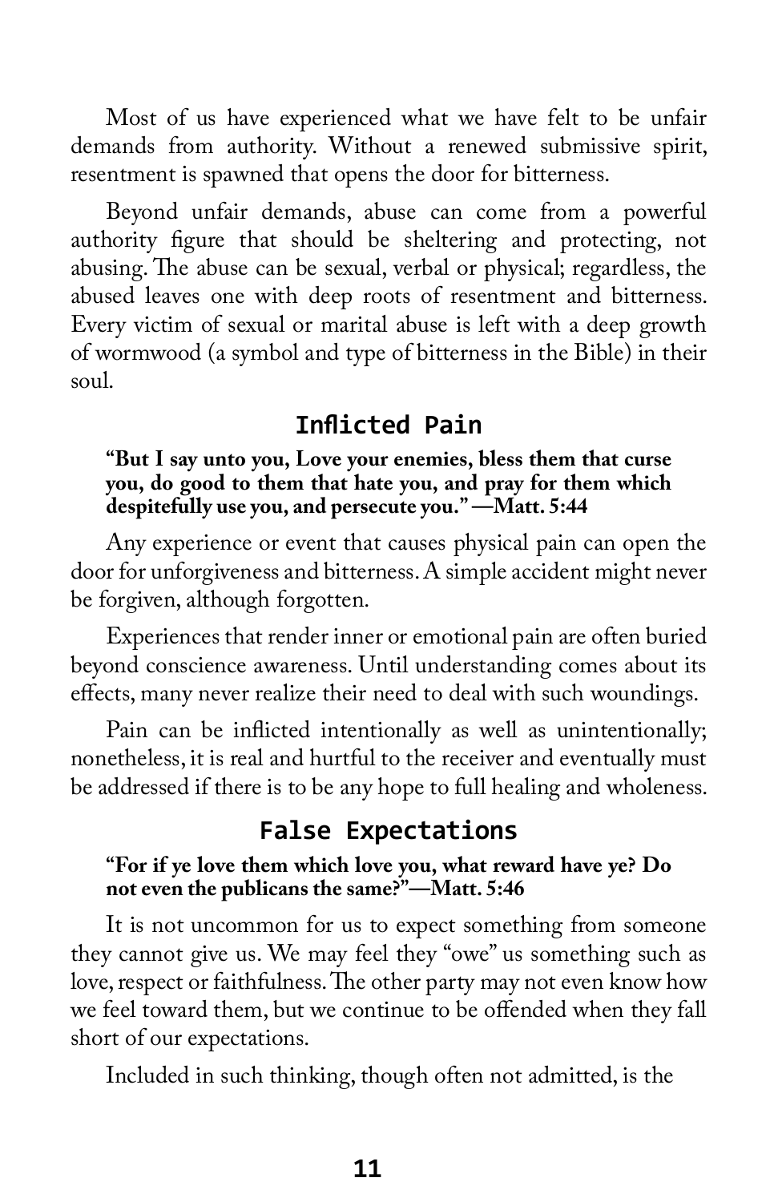Most of us have experienced what we have felt to be unfair demands from authority. Without a renewed submissive spirit, resentment is spawned that opens the door for bitterness.

Beyond unfair demands, abuse can come from a powerful authority figure that should be sheltering and protecting, not abusing. The abuse can be sexual, verbal or physical; regardless, the abused leaves one with deep roots of resentment and bitterness. Every victim of sexual or marital abuse is left with a deep growth of wormwood (a symbol and type of bitterness in the Bible) in their soul.

## Inflicted Pain

**"But I say unto you, Love your enemies, bless them that curse you, do good to them that hate you, and pray for them which despitefully use you, and persecute you." —Matt. 5:44**

Any experience or event that causes physical pain can open the door for unforgiveness and bitterness. A simple accident might never be forgiven, although forgotten.

Experiences that render inner or emotional pain are often buried beyond conscience awareness. Until understanding comes about its effects, many never realize their need to deal with such woundings.

Pain can be inflicted intentionally as well as unintentionally; nonetheless, it is real and hurtful to the receiver and eventually must be addressed if there is to be any hope to full healing and wholeness.

## False Expectations

**"For if ye love them which love you, what reward have ye? Do not even the publicans the same?"—Matt. 5:46**

It is not uncommon for us to expect something from someone they cannot give us. We may feel they "owe" us something such as love, respect or faithfulness. The other party may not even know how we feel toward them, but we continue to be offended when they fall short of our expectations.

Included in such thinking, though often not admitted, is the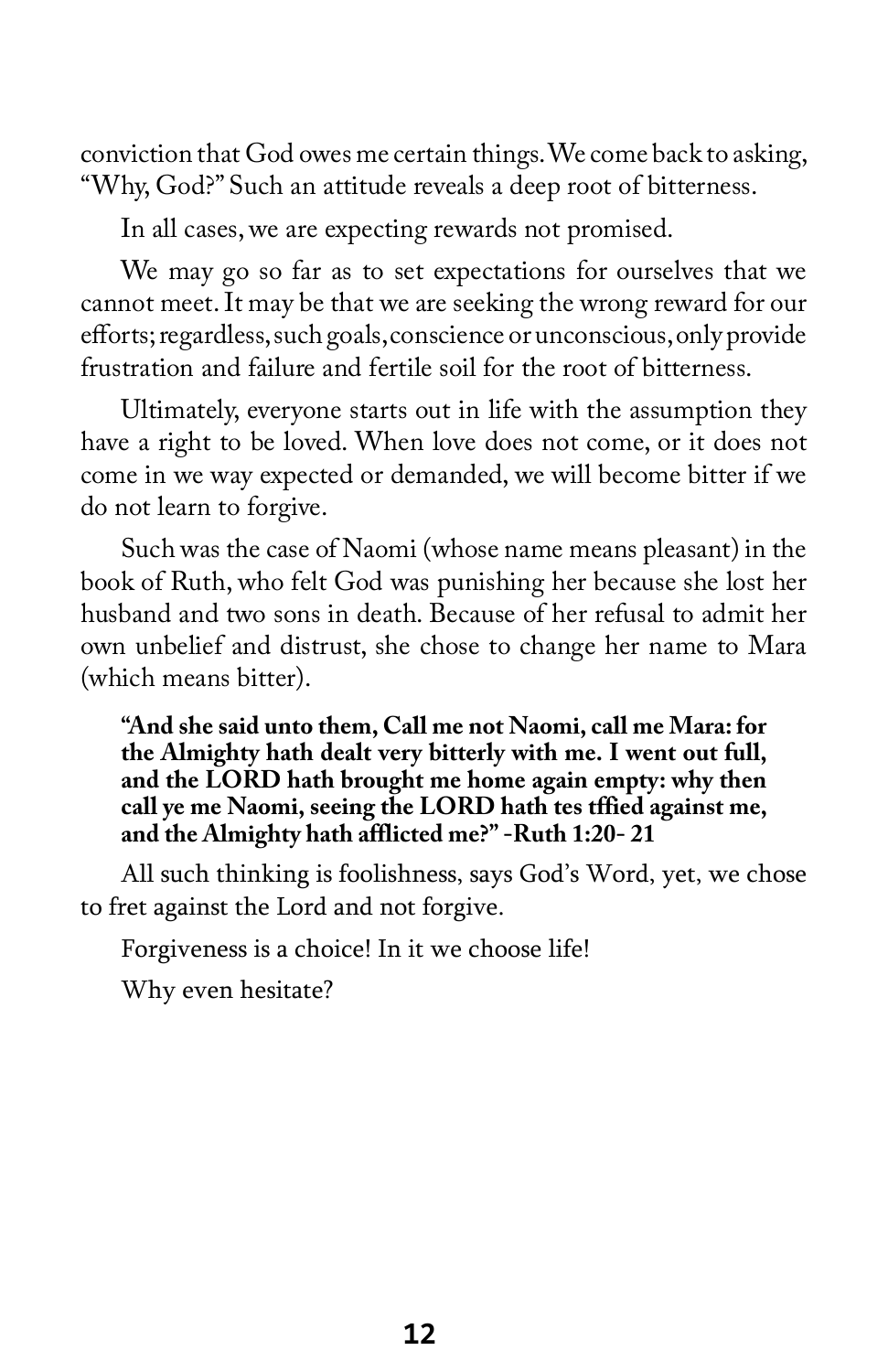conviction that God owes me certain things. We come back to asking, "Why, God?" Such an attitude reveals a deep root of bitterness.

In all cases, we are expecting rewards not promised.

We may go so far as to set expectations for ourselves that we cannot meet. It may be that we are seeking the wrong reward for our efforts; regardless, such goals, conscience or unconscious, only provide frustration and failure and fertile soil for the root of bitterness.

Ultimately, everyone starts out in life with the assumption they have a right to be loved. When love does not come, or it does not come in we way expected or demanded, we will become bitter if we do not learn to forgive.

Such was the case of Naomi (whose name means pleasant) in the book of Ruth, who felt God was punishing her because she lost her husband and two sons in death. Because of her refusal to admit her own unbelief and distrust, she chose to change her name to Mara (which means bitter).

> **"And she said unto them, Call me not Naomi, call me Mara: for the Almighty hath dealt very bitterly with me. I went out full, and the LORD hath brought me home again empty: why then call ye me Naomi, seeing the LORD hath tes tffied against me, and the Almighty hath afflicted me?" -Ruth 1:20- 21**

All such thinking is foolishness, says God's Word, yet, we chose to fret against the Lord and not forgive.

Forgiveness is a choice! In it we choose life!

Why even hesitate?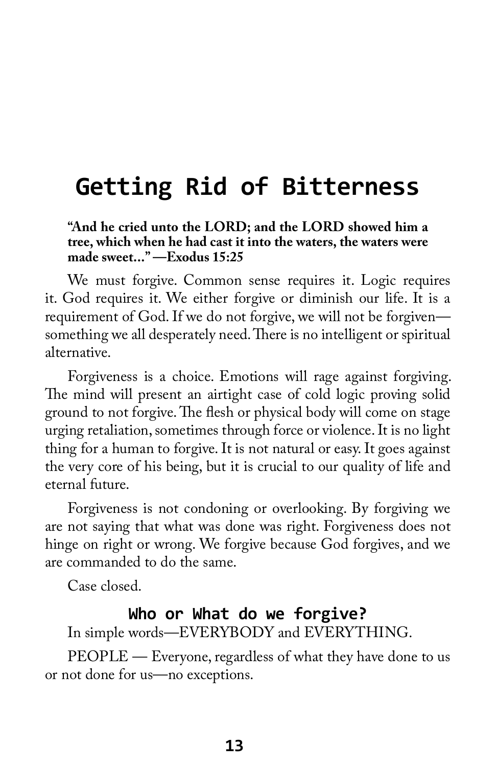# Getting Rid of Bitterness

**"And he cried unto the LORD; and the LORD showed him a tree, which when he had cast it into the waters, the waters were made sweet..." —Exodus 15:25**

We must forgive. Common sense requires it. Logic requires it. God requires it. We either forgive or diminish our life. It is a requirement of God. If we do not forgive, we will not be forgiven—something we all desperately need. There is no intelligent or spiritual alternative.

Forgiveness is a choice. Emotions will rage against forgiving. The mind will present an airtight case of cold logic proving solid ground to not forgive. The flesh or physical body will come on stage urging retaliation, sometimes through force or violence. It is no light thing for a human to forgive. It is not natural or easy. It goes against the very core of his being, but it is crucial to our quality of life and eternal future.

Forgiveness is not condoning or overlooking. By forgiving we are not saying that what was done was right. Forgiveness does not hinge on right or wrong. We forgive because God forgives, and we are commanded to do the same.

Case closed.

### Who or What do we forgive?

In simple words—EVERYBODY and EVERYTHING.

PEOPLE — Everyone, regardless of what they have done to us or not done for us—no exceptions.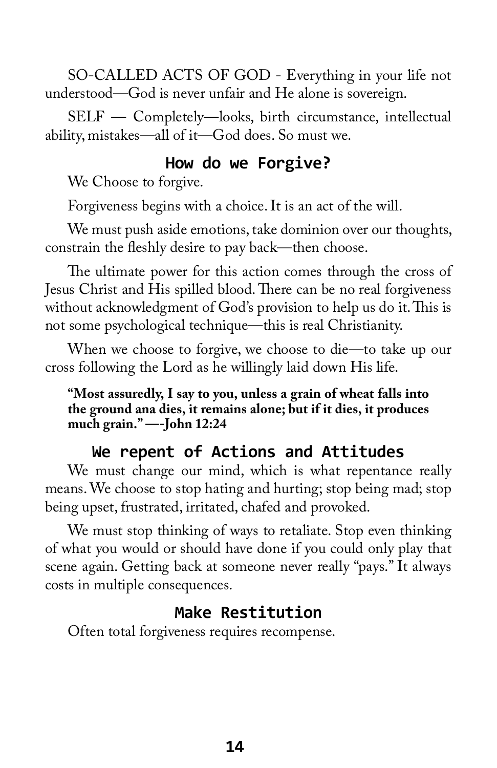SO-CALLED ACTS OF GOD - Everything in your life not understood—God is never unfair and He alone is sovereign.

SELF — Completely—looks, birth circumstance, intellectual ability, mistakes—all of it—God does. So must we.

## How do we Forgive?

We Choose to forgive.

Forgiveness begins with a choice. It is an act of the will.

We must push aside emotions, take dominion over our thoughts, constrain the fleshly desire to pay back—then choose.

The ultimate power for this action comes through the cross of Jesus Christ and His spilled blood. There can be no real forgiveness without acknowledgment of God's provision to help us do it. This is not some psychological technique—this is real Christianity.

When we choose to forgive, we choose to die—to take up our cross following the Lord as he willingly laid down His life.

> **"Most assuredly, I say to you, unless a grain of wheat falls into the ground ana dies, it remains alone; but if it dies, it produces much grain." —-John 12:24**

## We repent of Actions and Attitudes

We must change our mind, which is what repentance really means. We choose to stop hating and hurting; stop being mad; stop being upset, frustrated, irritated, chafed and provoked.

We must stop thinking of ways to retaliate. Stop even thinking of what you would or should have done if you could only play that scene again. Getting back at someone never really "pays." It always costs in multiple consequences.

## Make Restitution

Often total forgiveness requires recompense.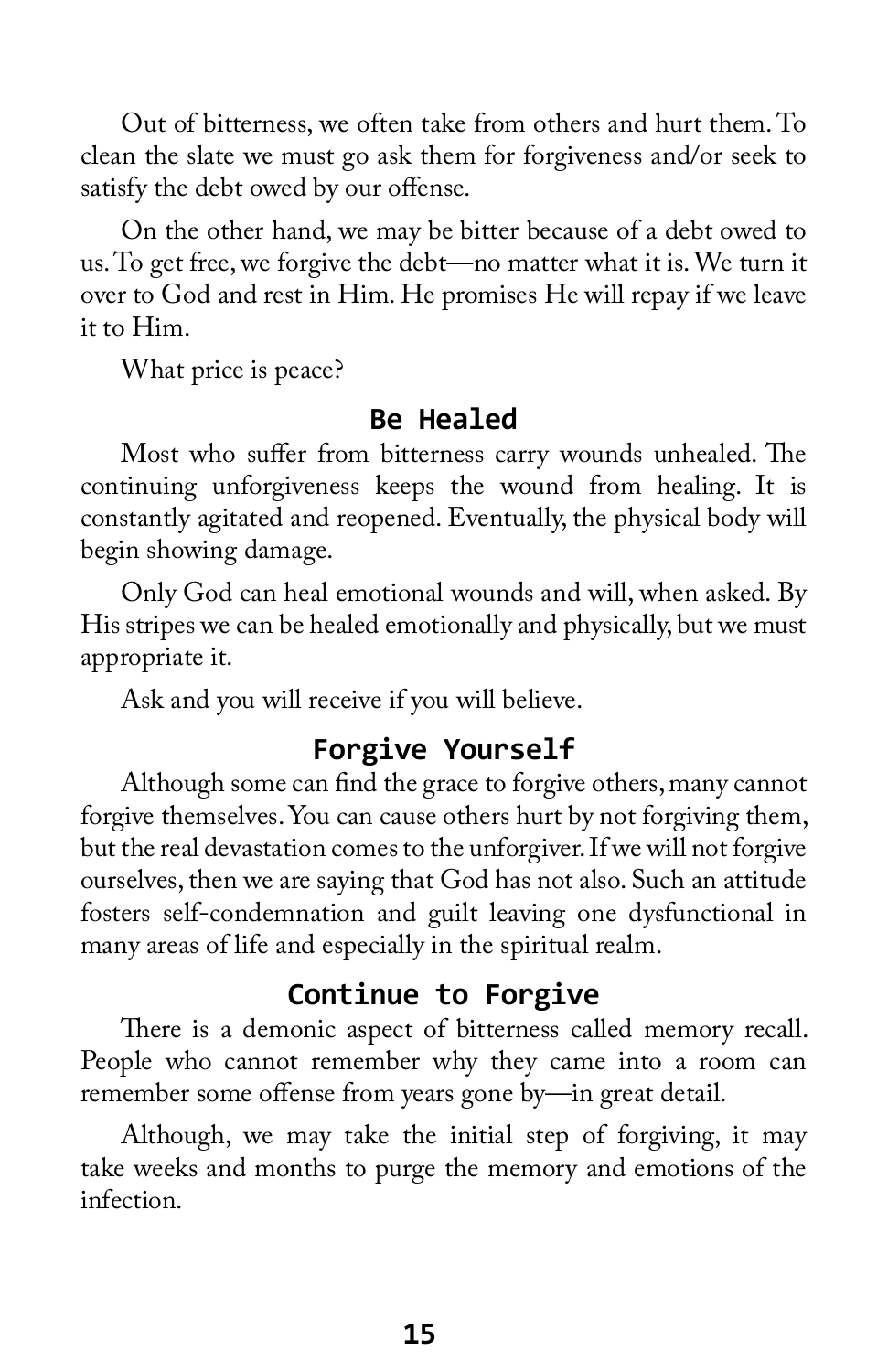Out of bitterness, we often take from others and hurt them. To clean the slate we must go ask them for forgiveness and/or seek to satisfy the debt owed by our offense.

On the other hand, we may be bitter because of a debt owed to us. To get free, we forgive the debt—no matter what it is. We turn it over to God and rest in Him. He promises He will repay if we leave it to Him.

What price is peace?

## Be Healed

Most who suffer from bitterness carry wounds unhealed. The continuing unforgiveness keeps the wound from healing. It is constantly agitated and reopened. Eventually, the physical body will begin showing damage.

Only God can heal emotional wounds and will, when asked. By His stripes we can be healed emotionally and physically, but we must appropriate it.

Ask and you will receive if you will believe.

## Forgive Yourself

Although some can find the grace to forgive others, many cannot forgive themselves. You can cause others hurt by not forgiving them, but the real devastation comes to the unforgiver. If we will not forgive ourselves, then we are saying that God has not also. Such an attitude fosters self-condemnation and guilt leaving one dysfunctional in many areas of life and especially in the spiritual realm.

## Continue to Forgive

There is a demonic aspect of bitterness called memory recall. People who cannot remember why they came into a room can remember some offense from years gone by—in great detail.

Although, we may take the initial step of forgiving, it may take weeks and months to purge the memory and emotions of the infection.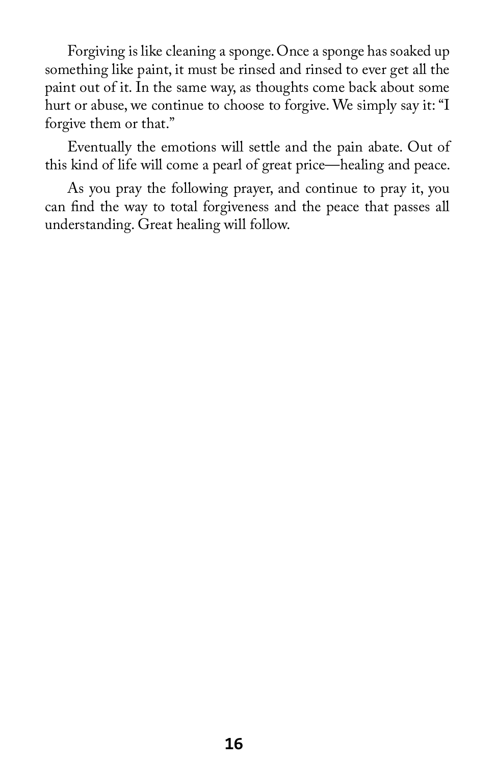Forgiving is like cleaning a sponge. Once a sponge has soaked up something like paint, it must be rinsed and rinsed to ever get all the paint out of it. In the same way, as thoughts come back about some hurt or abuse, we continue to choose to forgive. We simply say it: "I forgive them or that."

Eventually the emotions will settle and the pain abate. Out of this kind of life will come a pearl of great price—healing and peace.

As you pray the following prayer, and continue to pray it, you can find the way to total forgiveness and the peace that passes all understanding. Great healing will follow.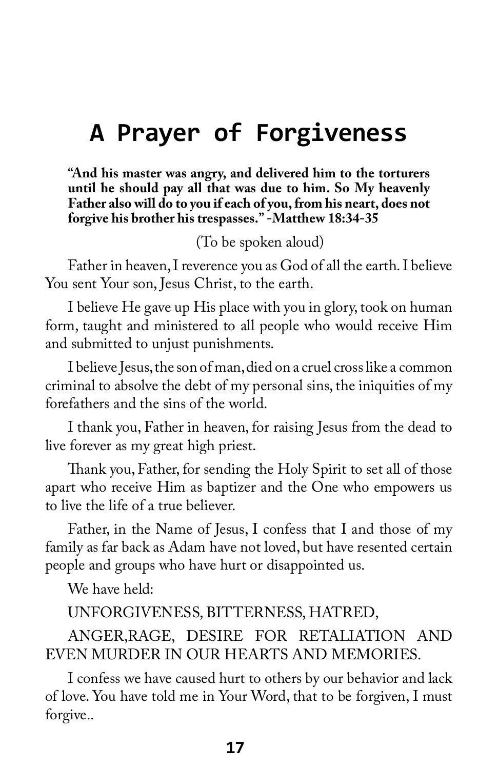# A Prayer of Forgiveness

**"And his master was angry, and delivered him to the torturers until he should pay all that was due to him. So My heavenly Father also will do to you if each of you, from his neart, does not forgive his brother his trespasses." -Matthew 18:34-35**

(To be spoken aloud)

Father in heaven, I reverence you as God of all the earth. I believe You sent Your son, Jesus Christ, to the earth.

I believe He gave up His place with you in glory, took on human form, taught and ministered to all people who would receive Him and submitted to unjust punishments.

I believe Jesus, the son of man, died on a cruel cross like a common criminal to absolve the debt of my personal sins, the iniquities of my forefathers and the sins of the world.

I thank you, Father in heaven, for raising Jesus from the dead to live forever as my great high priest.

Thank you, Father, for sending the Holy Spirit to set all of those apart who receive Him as baptizer and the One who empowers us to live the life of a true believer.

Father, in the Name of Jesus, I confess that I and those of my family as far back as Adam have not loved, but have resented certain people and groups who have hurt or disappointed us.

We have held:

UNFORGIVENESS, BITTERNESS, HATRED,

ANGER,RAGE, DESIRE FOR RETALIATION AND EVEN MURDER IN OUR HEARTS AND MEMORIES.

I confess we have caused hurt to others by our behavior and lack of love. You have told me in Your Word, that to be forgiven, I must forgive..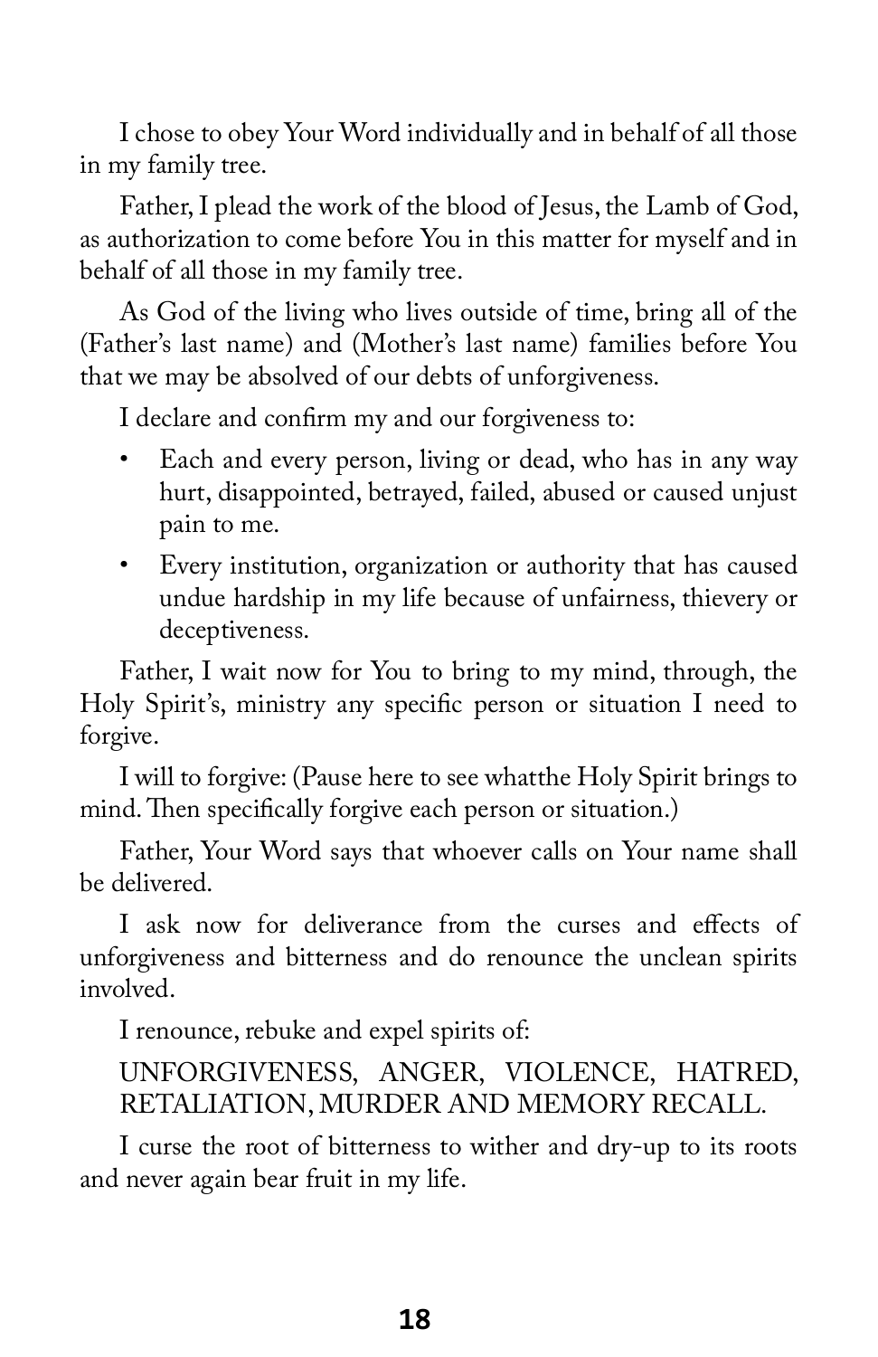I chose to obey Your Word individually and in behalf of all those in my family tree.

Father, I plead the work of the blood of Jesus, the Lamb of God, as authorization to come before You in this matter for myself and in behalf of all those in my family tree.

As God of the living who lives outside of time, bring all of the (Father's last name) and (Mother's last name) families before You that we may be absolved of our debts of unforgiveness.

I declare and confirm my and our forgiveness to:

- Each and every person, living or dead, who has in any way hurt, disappointed, betrayed, failed, abused or caused unjust pain to me.
- Every institution, organization or authority that has caused undue hardship in my life because of unfairness, thievery or deceptiveness.

Father, I wait now for You to bring to my mind, through, the Holy Spirit's, ministry any specific person or situation I need to forgive.

I will to forgive: (Pause here to see whatthe Holy Spirit brings to mind. Then specifically forgive each person or situation.)

Father, Your Word says that whoever calls on Your name shall be delivered.

I ask now for deliverance from the curses and effects of unforgiveness and bitterness and do renounce the unclean spirits involved.

I renounce, rebuke and expel spirits of:

UNFORGIVENESS, ANGER, VIOLENCE, HATRED, RETALIATION, MURDER AND MEMORY RECALL.

I curse the root of bitterness to wither and dry-up to its roots and never again bear fruit in my life.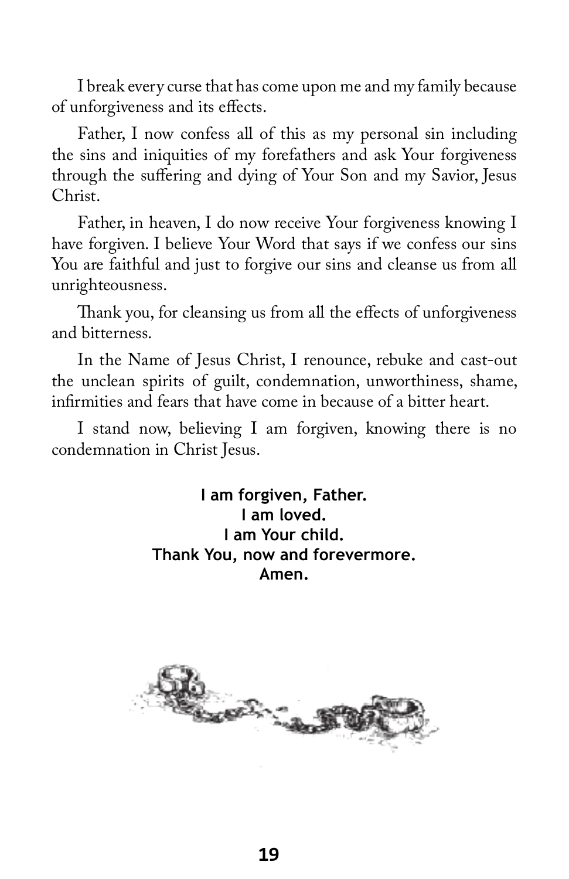I break every curse that has come upon me and my family because of unforgiveness and its effects.

Father, I now confess all of this as my personal sin including the sins and iniquities of my forefathers and ask Your forgiveness through the suffering and dying of Your Son and my Savior, Jesus Christ.

Father, in heaven, I do now receive Your forgiveness knowing I have forgiven. I believe Your Word that says if we confess our sins You are faithful and just to forgive our sins and cleanse us from all unrighteousness.

Thank you, for cleansing us from all the effects of unforgiveness and bitterness.

In the Name of Jesus Christ, I renounce, rebuke and cast-out the unclean spirits of guilt, condemnation, unworthiness, shame, infirmities and fears that have come in because of a bitter heart.

I stand now, believing I am forgiven, knowing there is no condemnation in Christ Jesus.

**I am forgiven, Father.**
**I am loved.**
**I am Your child.**
**Thank You, now and forevermore.**
**Amen.**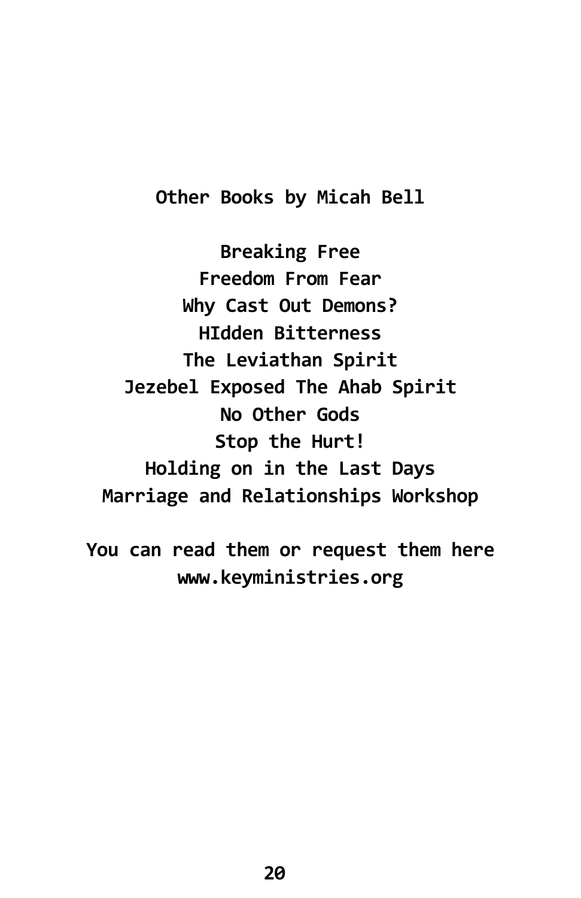**Other Books by Micah Bell**

**Breaking Free**
**Freedom From Fear**
**Why Cast Out Demons?**
**HIdden Bitterness**
**The Leviathan Spirit**
**Jezebel Exposed The Ahab Spirit**
**No Other Gods**
**Stop the Hurt!**
**Holding on in the Last Days**
**Marriage and Relationships Workshop**

**You can read them or request them here www.keyministries.org**